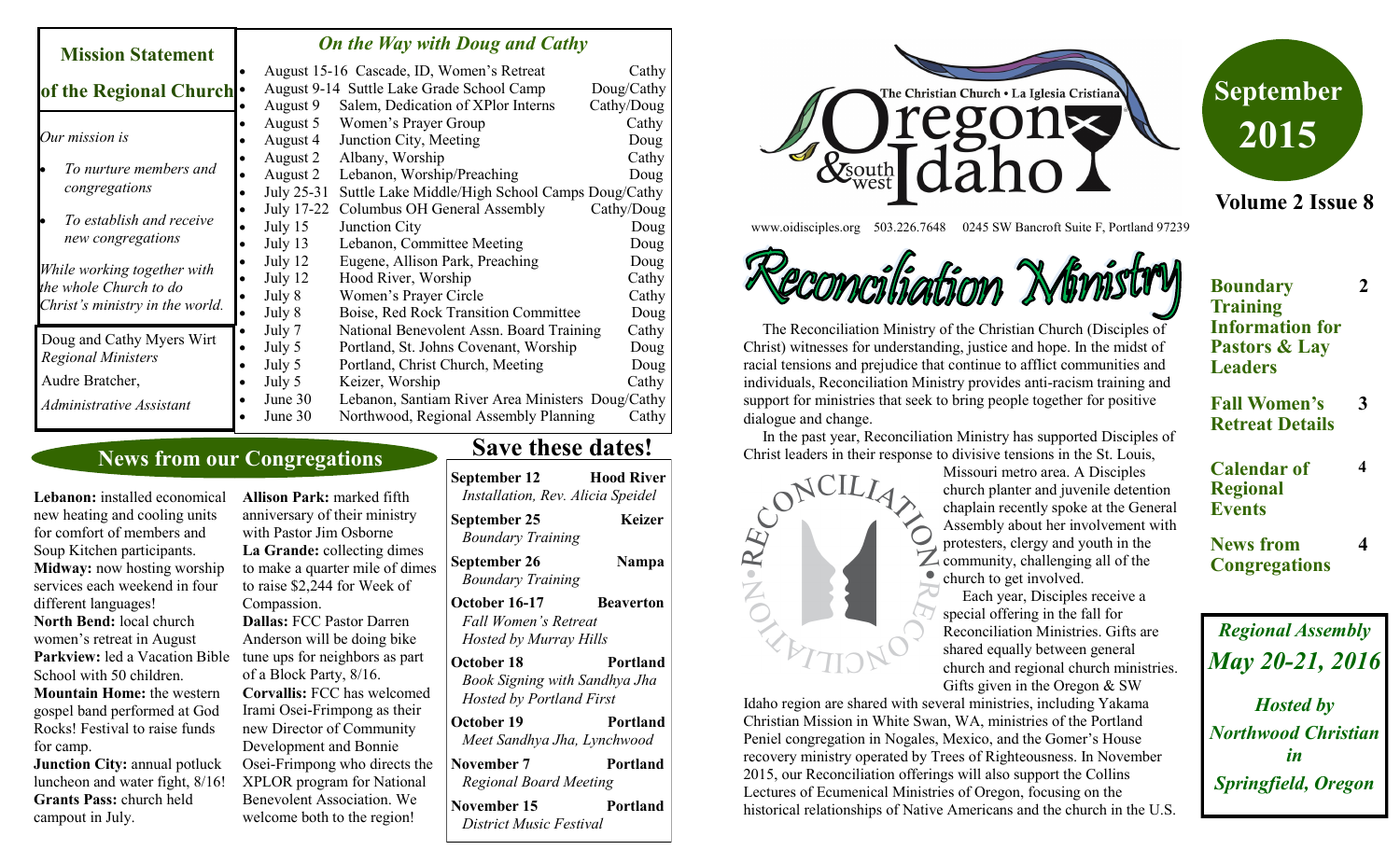## Mission Statement of the Regional Church

*Our mission is*

- *To nurture members and congregations*
- *To establish and receive new congregations*

*While working together with the whole Church to do Christ's ministry in the world.*

Doug and Cathy Myers Wirt
*Regional Ministers*

Audre Bratcher,
*Administrative Assistant*

## *On the Way with Doug and Cathy*

| Date | Event | Who |
|---|---|---|
| August 15-16 | Cascade, ID, Women's Retreat | Cathy |
| August 9-14 | Suttle Lake Grade School Camp | Doug/Cathy |
| August 9 | Salem, Dedication of XPlor Interns | Cathy/Doug |
| August 5 | Women's Prayer Group | Cathy |
| August 4 | Junction City, Meeting | Doug |
| August 2 | Albany, Worship | Cathy |
| August 2 | Lebanon, Worship/Preaching | Doug |
| July 25-31 | Suttle Lake Middle/High School Camps | Doug/Cathy |
| July 17-22 | Columbus OH General Assembly | Cathy/Doug |
| July 15 | Junction City | Doug |
| July 13 | Lebanon, Committee Meeting | Doug |
| July 12 | Eugene, Allison Park, Preaching | Doug |
| July 12 | Hood River, Worship | Cathy |
| July 8 | Women's Prayer Circle | Cathy |
| July 8 | Boise, Red Rock Transition Committee | Doug |
| July 7 | National Benevolent Assn. Board Training | Cathy |
| July 5 | Portland, St. Johns Covenant, Worship | Doug |
| July 5 | Portland, Christ Church, Meeting | Doug |
| July 5 | Keizer, Worship | Cathy |
| June 30 | Lebanon, Santiam River Area Ministers | Doug/Cathy |
| June 30 | Northwood, Regional Assembly Planning | Cathy |

## News from our Congregations

**Lebanon:** installed economical new heating and cooling units for comfort of members and Soup Kitchen participants.
**Midway:** now hosting worship services each weekend in four different languages!
**North Bend:** local church women's retreat in August
**Parkview:** led a Vacation Bible School with 50 children.
**Mountain Home:** the western gospel band performed at God Rocks! Festival to raise funds for camp.
**Junction City:** annual potluck luncheon and water fight, 8/16!
**Grants Pass:** church held campout in July.
**Allison Park:** marked fifth anniversary of their ministry with Pastor Jim Osborne
**La Grande:** collecting dimes to make a quarter mile of dimes to raise $2,244 for Week of Compassion.
**Dallas:** FCC Pastor Darren Anderson will be doing bike tune ups for neighbors as part of a Block Party, 8/16.
**Corvallis:** FCC has welcomed Irami Osei-Frimpong as their new Director of Community Development and Bonnie Osei-Frimpong who directs the XPLOR program for National Benevolent Association. We welcome both to the region!

## Save these dates!

**September 12** — **Hood River**
*Installation, Rev. Alicia Speidel*

**September 25** — **Keizer**
*Boundary Training*

**September 26** — **Nampa**
*Boundary Training*

**October 16-17** — **Beaverton**
*Fall Women's Retreat*
*Hosted by Murray Hills*

**October 18** — **Portland**
*Book Signing with Sandhya Jha*
*Hosted by Portland First*

**October 19** — **Portland**
*Meet Sandhya Jha, Lynchwood*

**November 7** — **Portland**
*Regional Board Meeting*

**November 15** — **Portland**
*District Music Festival*

# Oregon & southwest Idaho

The Christian Church • La Iglesia Cristiana

www.oidisciples.org 503.226.7648 0245 SW Bancroft Suite F, Portland 97239

**September 2015**

**Volume 2 Issue 8**

# Reconciliation Ministry

The Reconciliation Ministry of the Christian Church (Disciples of Christ) witnesses for understanding, justice and hope. In the midst of racial tensions and prejudice that continue to afflict communities and individuals, Reconciliation Ministry provides anti-racism training and support for ministries that seek to bring people together for positive dialogue and change.

In the past year, Reconciliation Ministry has supported Disciples of Christ leaders in their response to divisive tensions in the St. Louis, Missouri metro area. A Disciples church planter and juvenile detention chaplain recently spoke at the General Assembly about her involvement with protesters, clergy and youth in the community, challenging all of the church to get involved.

Each year, Disciples receive a special offering in the fall for Reconciliation Ministries. Gifts are shared equally between general church and regional church ministries. Gifts given in the Oregon & SW Idaho region are shared with several ministries, including Yakama Christian Mission in White Swan, WA, ministries of the Portland Peniel congregation in Nogales, Mexico, and the Gomer's House recovery ministry operated by Trees of Righteousness. In November 2015, our Reconciliation offerings will also support the Collins Lectures of Ecumenical Ministries of Oregon, focusing on the historical relationships of Native Americans and the church in the U.S.

| In this issue | Page |
|---|---|
| **Boundary Training Information for Pastors & Lay Leaders** | 2 |
| **Fall Women's Retreat Details** | 3 |
| **Calendar of Regional Events** | 4 |
| **News from Congregations** | 4 |

***Regional Assembly***
***May 20-21, 2016***

***Hosted by Northwood Christian in Springfield, Oregon***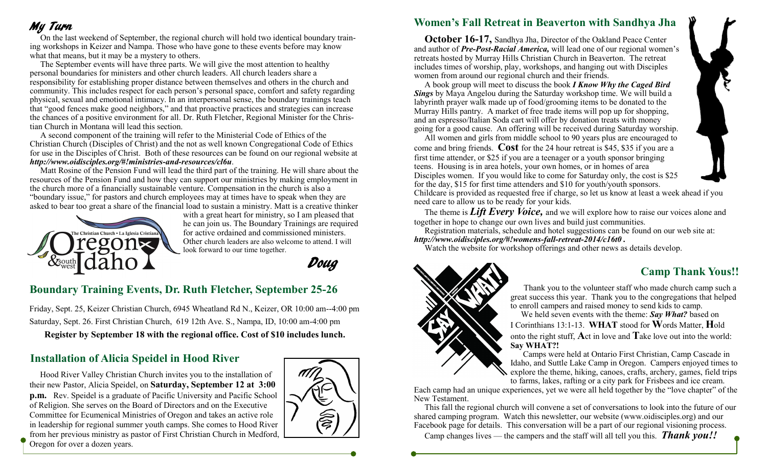## My Turn

On the last weekend of September, the regional church will hold two identical boundary training workshops in Keizer and Nampa. Those who have gone to these events before may know what that means, but it may be a mystery to others.

The September events will have three parts. We will give the most attention to healthy personal boundaries for ministers and other church leaders. All church leaders share a responsibility for establishing proper distance between themselves and others in the church and community. This includes respect for each person's personal space, comfort and safety regarding physical, sexual and emotional intimacy. In an interpersonal sense, the boundary trainings teach that "good fences make good neighbors," and that proactive practices and strategies can increase the chances of a positive environment for all. Dr. Ruth Fletcher, Regional Minister for the Christian Church in Montana will lead this section.

A second component of the training will refer to the Ministerial Code of Ethics of the Christian Church (Disciples of Christ) and the not as well known Congregational Code of Ethics for use in the Disciples of Christ. Both of these resources can be found on our regional website at ***http://www.oidisciples.org/#!ministries-and-resources/cl6u***.

Matt Rosine of the Pension Fund will lead the third part of the training. He will share about the resources of the Pension Fund and how they can support our ministries by making employment in the church more of a financially sustainable venture. Compensation in the church is also a "boundary issue," for pastors and church employees may at times have to speak when they are asked to bear too great a share of the financial load to sustain a ministry. Matt is a creative thinker with a great heart for ministry, so I am pleased that he can join us. The Boundary Trainings are required for active ordained and commissioned ministers. Other church leaders are also welcome to attend. I will look forward to our time together.

The Christian Church • La Iglesia Cristiana
Oregon & southwest Idaho

*Doug*

## Boundary Training Events, Dr. Ruth Fletcher, September 25-26

Friday, Sept. 25, Keizer Christian Church, 6945 Wheatland Rd N., Keizer, OR 10:00 am--4:00 pm

Saturday, Sept. 26. First Christian Church, 619 12th Ave. S., Nampa, ID, 10:00 am-4:00 pm

**Register by September 18 with the regional office. Cost of $10 includes lunch.**

## Installation of Alicia Speidel in Hood River

Hood River Valley Christian Church invites you to the installation of their new Pastor, Alicia Speidel, on **Saturday, September 12 at 3:00 p.m.** Rev. Speidel is a graduate of Pacific University and Pacific School of Religion. She serves on the Board of Directors and on the Executive Committee for Ecumenical Ministries of Oregon and takes an active role in leadership for regional summer youth camps. She comes to Hood River from her previous ministry as pastor of First Christian Church in Medford, Oregon for over a dozen years.

## Women's Fall Retreat in Beaverton with Sandhya Jha

**October 16-17,** Sandhya Jha, Director of the Oakland Peace Center and author of ***Pre-Post-Racial America,*** will lead one of our regional women's retreats hosted by Murray Hills Christian Church in Beaverton. The retreat includes times of worship, play, workshops, and hanging out with Disciples women from around our regional church and their friends.

A book group will meet to discuss the book ***I Know Why the Caged Bird Sings*** by Maya Angelou during the Saturday workshop time. We will build a labyrinth prayer walk made up of food/grooming items to be donated to the Murray Hills pantry. A market of free trade items will pop up for shopping, and an espresso/Italian Soda cart will offer by donation treats with money going for a good cause. An offering will be received during Saturday worship.

All women and girls from middle school to 90 years plus are encouraged to come and bring friends. **Cost** for the 24 hour retreat is $45, $35 if you are a first time attender, or $25 if you are a teenager or a youth sponsor bringing teens. Housing is in area hotels, your own homes, or in homes of area Disciples women. If you would like to come for Saturday only, the cost is $25 for the day, $15 for first time attenders and $10 for youth/youth sponsors. Childcare is provided as requested free if charge, so let us know at least a week ahead if you need care to allow us to be ready for your kids.

The theme is ***Lift Every Voice,*** and we will explore how to raise our voices alone and together in hope to change our own lives and build just communities.

Registration materials, schedule and hotel suggestions can be found on our web site at: ***http://www.oidisciples.org/#!womens-fall-retreat-2014/c16t0 .***

Watch the website for workshop offerings and other news as details develop.

## Camp Thank Yous!!

Thank you to the volunteer staff who made church camp such a great success this year. Thank you to the congregations that helped to enroll campers and raised money to send kids to camp.

We held seven events with the theme: ***Say What?*** based on I Corinthians 13:1-13. **WHAT** stood for **W**ords Matter, **H**old onto the right stuff, **A**ct in love and **T**ake love out into the world: **Say WHAT?!**

Camps were held at Ontario First Christian, Camp Cascade in Idaho, and Suttle Lake Camp in Oregon. Campers enjoyed times to explore the theme, hiking, canoes, crafts, archery, games, field trips to farms, lakes, rafting or a city park for Frisbees and ice cream. Each camp had an unique experiences, yet we were all held together by the "love chapter" of the New Testament.

This fall the regional church will convene a set of conversations to look into the future of our shared camping program. Watch this newsletter, our website (www.oidisciples.org) and our Facebook page for details. This conversation will be a part of our regional visioning process.

Camp changes lives — the campers and the staff will all tell you this. ***Thank you!!***